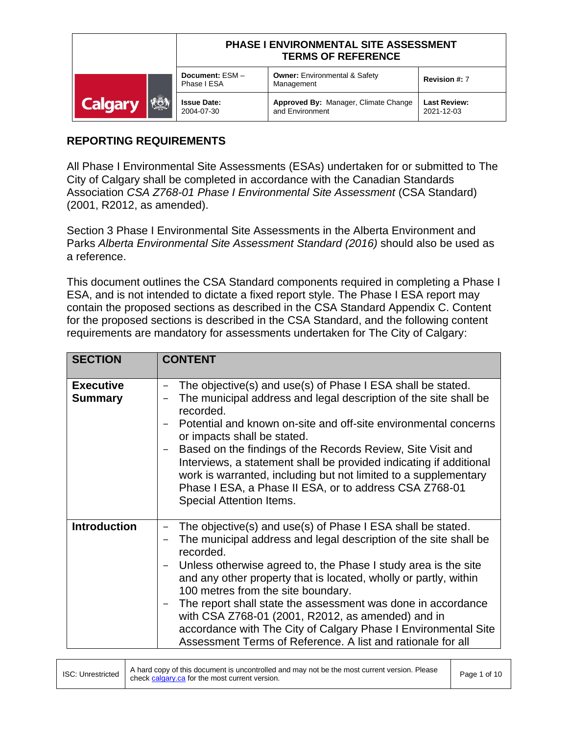| | PHASE I ENVIRONMENTAL SITE ASSESSMENT TERMS OF REFERENCE | | |
|---|---|---|---|
| | **Document:** ESM – Phase I ESA | **Owner:** Environmental & Safety Management | **Revision #:** 7 |
| | **Issue Date:** 2004-07-30 | **Approved By:** Manager, Climate Change and Environment | **Last Review:** 2021-12-03 |

## REPORTING REQUIREMENTS

All Phase I Environmental Site Assessments (ESAs) undertaken for or submitted to The City of Calgary shall be completed in accordance with the Canadian Standards Association *CSA Z768-01 Phase I Environmental Site Assessment* (CSA Standard) (2001, R2012, as amended).

Section 3 Phase I Environmental Site Assessments in the Alberta Environment and Parks *Alberta Environmental Site Assessment Standard (2016)* should also be used as a reference.

This document outlines the CSA Standard components required in completing a Phase I ESA, and is not intended to dictate a fixed report style. The Phase I ESA report may contain the proposed sections as described in the CSA Standard Appendix C. Content for the proposed sections is described in the CSA Standard, and the following content requirements are mandatory for assessments undertaken for The City of Calgary:

| SECTION | CONTENT |
|---|---|
| **Executive Summary** | – The objective(s) and use(s) of Phase I ESA shall be stated.<br>– The municipal address and legal description of the site shall be recorded.<br>– Potential and known on-site and off-site environmental concerns or impacts shall be stated.<br>– Based on the findings of the Records Review, Site Visit and Interviews, a statement shall be provided indicating if additional work is warranted, including but not limited to a supplementary Phase I ESA, a Phase II ESA, or to address CSA Z768-01 Special Attention Items. |
| **Introduction** | – The objective(s) and use(s) of Phase I ESA shall be stated.<br>– The municipal address and legal description of the site shall be recorded.<br>– Unless otherwise agreed to, the Phase I study area is the site and any other property that is located, wholly or partly, within 100 metres from the site boundary.<br>– The report shall state the assessment was done in accordance with CSA Z768-01 (2001, R2012, as amended) and in accordance with The City of Calgary Phase I Environmental Site Assessment Terms of Reference. A list and rationale for all |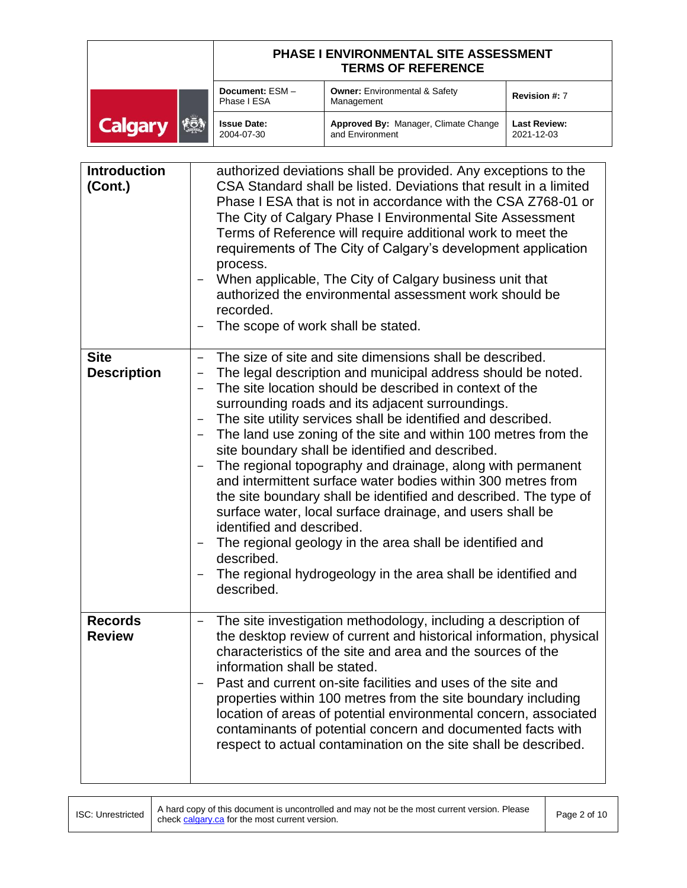| | |
|---|---|
| **Introduction (Cont.)** | authorized deviations shall be provided. Any exceptions to the CSA Standard shall be listed. Deviations that result in a limited Phase I ESA that is not in accordance with the CSA Z768-01 or The City of Calgary Phase I Environmental Site Assessment Terms of Reference will require additional work to meet the requirements of The City of Calgary's development application process.<br>– When applicable, The City of Calgary business unit that authorized the environmental assessment work should be recorded.<br>– The scope of work shall be stated. |
| **Site Description** | – The size of site and site dimensions shall be described.<br>– The legal description and municipal address should be noted.<br>– The site location should be described in context of the surrounding roads and its adjacent surroundings.<br>– The site utility services shall be identified and described.<br>– The land use zoning of the site and within 100 metres from the site boundary shall be identified and described.<br>– The regional topography and drainage, along with permanent and intermittent surface water bodies within 300 metres from the site boundary shall be identified and described. The type of surface water, local surface drainage, and users shall be identified and described.<br>– The regional geology in the area shall be identified and described.<br>– The regional hydrogeology in the area shall be identified and described. |
| **Records Review** | – The site investigation methodology, including a description of the desktop review of current and historical information, physical characteristics of the site and area and the sources of the information shall be stated.<br>– Past and current on-site facilities and uses of the site and properties within 100 metres from the site boundary including location of areas of potential environmental concern, associated contaminants of potential concern and documented facts with respect to actual contamination on the site shall be described. |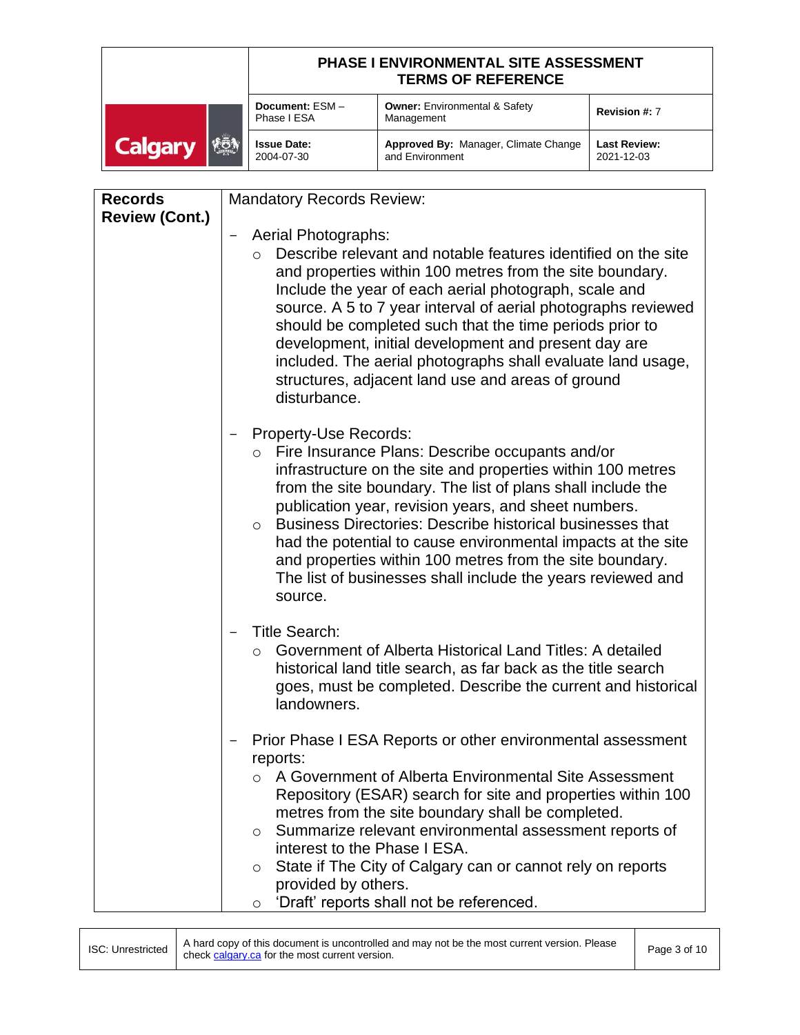| Records Review (Cont.) | Mandatory Records Review:<br><br>- Aerial Photographs:<br>  - Describe relevant and notable features identified on the site and properties within 100 metres from the site boundary. Include the year of each aerial photograph, scale and source. A 5 to 7 year interval of aerial photographs reviewed should be completed such that the time periods prior to development, initial development and present day are included. The aerial photographs shall evaluate land usage, structures, adjacent land use and areas of ground disturbance.<br><br>- Property-Use Records:<br>  - Fire Insurance Plans: Describe occupants and/or infrastructure on the site and properties within 100 metres from the site boundary. The list of plans shall include the publication year, revision years, and sheet numbers.<br>  - Business Directories: Describe historical businesses that had the potential to cause environmental impacts at the site and properties within 100 metres from the site boundary. The list of businesses shall include the years reviewed and source.<br><br>- Title Search:<br>  - Government of Alberta Historical Land Titles: A detailed historical land title search, as far back as the title search goes, must be completed. Describe the current and historical landowners.<br><br>- Prior Phase I ESA Reports or other environmental assessment reports:<br>  - A Government of Alberta Environmental Site Assessment Repository (ESAR) search for site and properties within 100 metres from the site boundary shall be completed.<br>  - Summarize relevant environmental assessment reports of interest to the Phase I ESA.<br>  - State if The City of Calgary can or cannot rely on reports provided by others.<br>  - 'Draft' reports shall not be referenced. |
|---|---|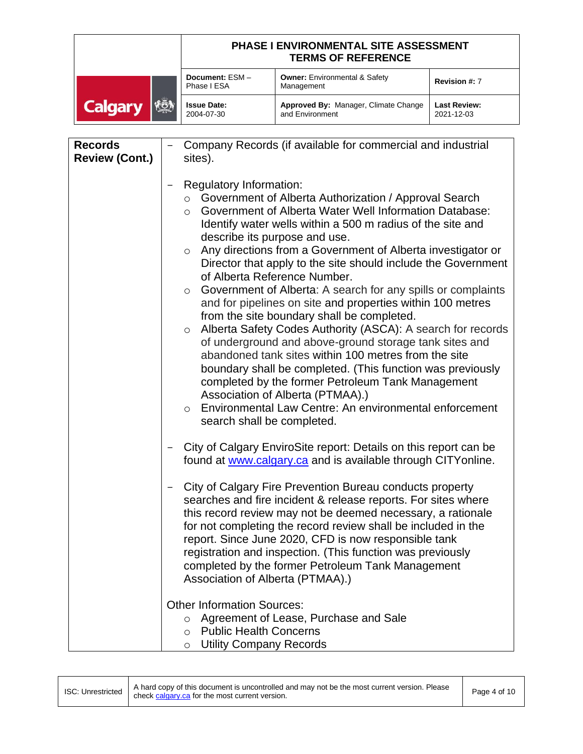| **Records Review (Cont.)** | – Company Records (if available for commercial and industrial sites).<br><br>– Regulatory Information:<br>○ Government of Alberta Authorization / Approval Search<br>○ Government of Alberta Water Well Information Database: Identify water wells within a 500 m radius of the site and describe its purpose and use.<br>○ Any directions from a Government of Alberta investigator or Director that apply to the site should include the Government of Alberta Reference Number.<br>○ Government of Alberta: A search for any spills or complaints and for pipelines on site and properties within 100 metres from the site boundary shall be completed.<br>○ Alberta Safety Codes Authority (ASCA): A search for records of underground and above-ground storage tank sites and abandoned tank sites within 100 metres from the site boundary shall be completed. (This function was previously completed by the former Petroleum Tank Management Association of Alberta (PTMAA).)<br>○ Environmental Law Centre: An environmental enforcement search shall be completed.<br><br>– City of Calgary EnviroSite report: Details on this report can be found at [www.calgary.ca](http://www.calgary.ca) and is available through CITYonline.<br><br>– City of Calgary Fire Prevention Bureau conducts property searches and fire incident & release reports. For sites where this record review may not be deemed necessary, a rationale for not completing the record review shall be included in the report. Since June 2020, CFD is now responsible tank registration and inspection. (This function was previously completed by the former Petroleum Tank Management Association of Alberta (PTMAA).)<br><br>Other Information Sources:<br>○ Agreement of Lease, Purchase and Sale<br>○ Public Health Concerns<br>○ Utility Company Records |
|---|---|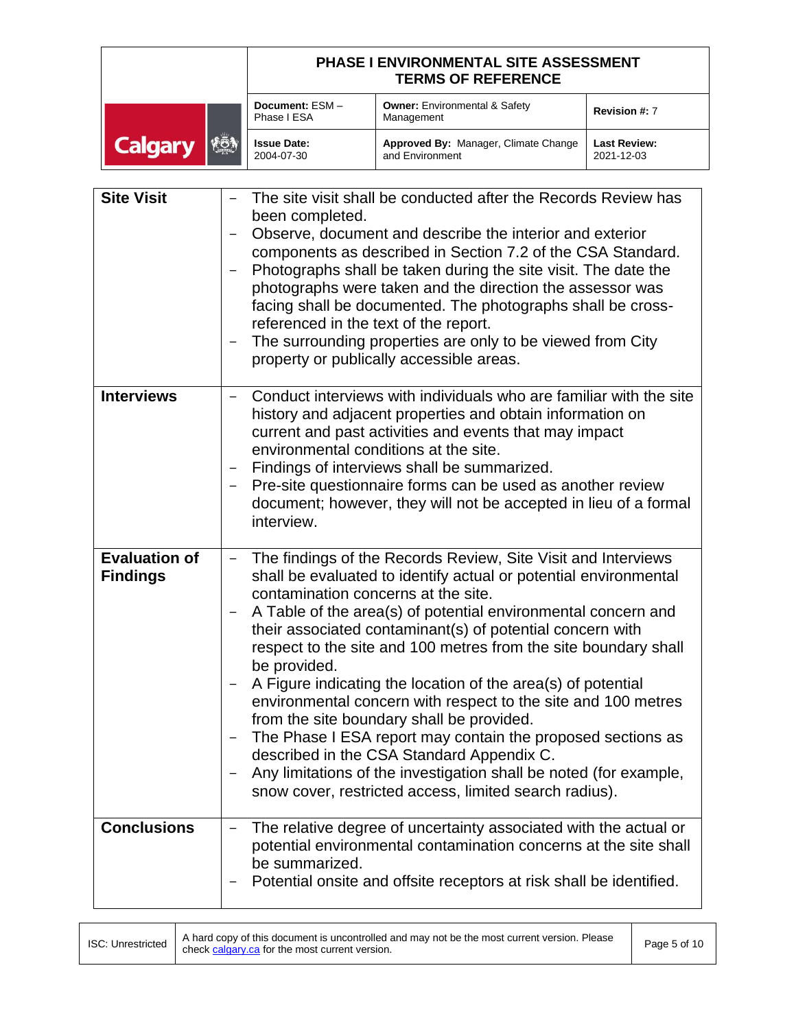| | |
|---|---|
| **Site Visit** | – The site visit shall be conducted after the Records Review has been completed.<br>– Observe, document and describe the interior and exterior components as described in Section 7.2 of the CSA Standard.<br>– Photographs shall be taken during the site visit. The date the photographs were taken and the direction the assessor was facing shall be documented. The photographs shall be cross-referenced in the text of the report.<br>– The surrounding properties are only to be viewed from City property or publically accessible areas. |
| **Interviews** | – Conduct interviews with individuals who are familiar with the site history and adjacent properties and obtain information on current and past activities and events that may impact environmental conditions at the site.<br>– Findings of interviews shall be summarized.<br>– Pre-site questionnaire forms can be used as another review document; however, they will not be accepted in lieu of a formal interview. |
| **Evaluation of Findings** | – The findings of the Records Review, Site Visit and Interviews shall be evaluated to identify actual or potential environmental contamination concerns at the site.<br>– A Table of the area(s) of potential environmental concern and their associated contaminant(s) of potential concern with respect to the site and 100 metres from the site boundary shall be provided.<br>– A Figure indicating the location of the area(s) of potential environmental concern with respect to the site and 100 metres from the site boundary shall be provided.<br>– The Phase I ESA report may contain the proposed sections as described in the CSA Standard Appendix C.<br>– Any limitations of the investigation shall be noted (for example, snow cover, restricted access, limited search radius). |
| **Conclusions** | – The relative degree of uncertainty associated with the actual or potential environmental contamination concerns at the site shall be summarized.<br>– Potential onsite and offsite receptors at risk shall be identified. |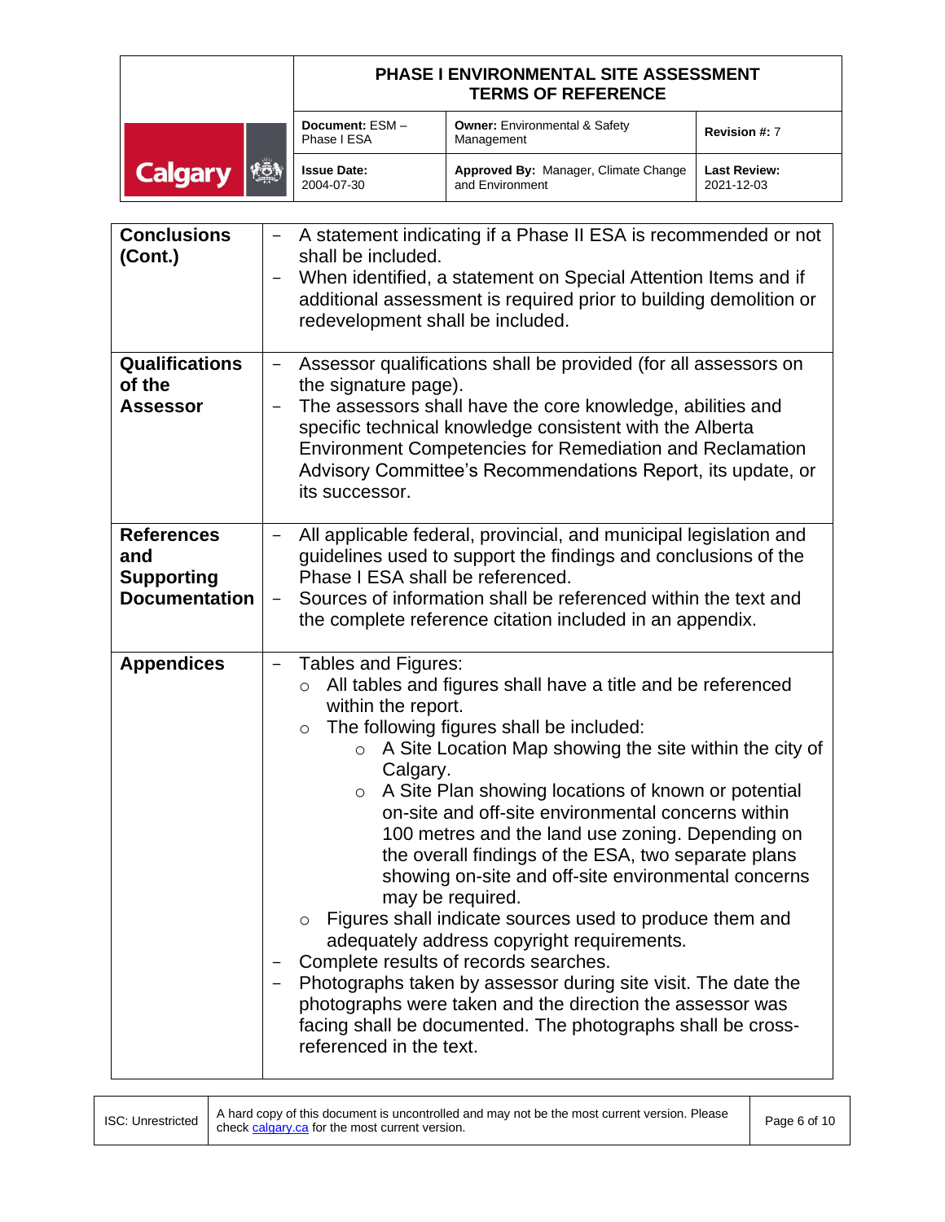| | |
|---|---|
| **Conclusions (Cont.)** | – A statement indicating if a Phase II ESA is recommended or not shall be included.<br>– When identified, a statement on Special Attention Items and if additional assessment is required prior to building demolition or redevelopment shall be included. |
| **Qualifications of the Assessor** | – Assessor qualifications shall be provided (for all assessors on the signature page).<br>– The assessors shall have the core knowledge, abilities and specific technical knowledge consistent with the Alberta Environment Competencies for Remediation and Reclamation Advisory Committee's Recommendations Report, its update, or its successor. |
| **References and Supporting Documentation** | – All applicable federal, provincial, and municipal legislation and guidelines used to support the findings and conclusions of the Phase I ESA shall be referenced.<br>– Sources of information shall be referenced within the text and the complete reference citation included in an appendix. |
| **Appendices** | – Tables and Figures:<br>○ All tables and figures shall have a title and be referenced within the report.<br>○ The following figures shall be included:<br>&nbsp;&nbsp;&nbsp;&nbsp;○ A Site Location Map showing the site within the city of Calgary.<br>&nbsp;&nbsp;&nbsp;&nbsp;○ A Site Plan showing locations of known or potential on-site and off-site environmental concerns within 100 metres and the land use zoning. Depending on the overall findings of the ESA, two separate plans showing on-site and off-site environmental concerns may be required.<br>○ Figures shall indicate sources used to produce them and adequately address copyright requirements.<br>– Complete results of records searches.<br>– Photographs taken by assessor during site visit. The date the photographs were taken and the direction the assessor was facing shall be documented. The photographs shall be cross-referenced in the text. |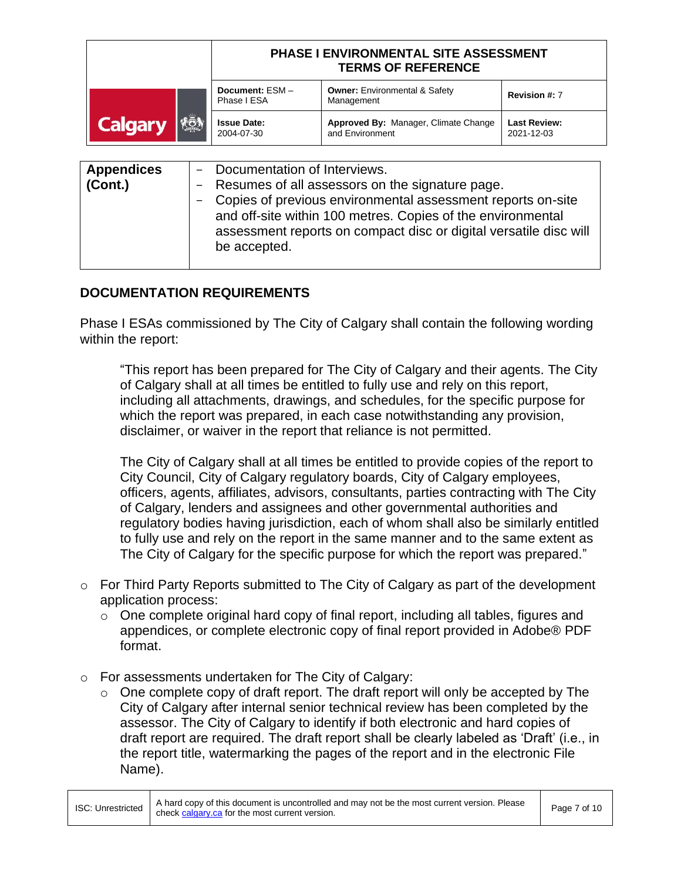| Appendices (Cont.) | - Documentation of Interviews.<br>- Resumes of all assessors on the signature page.<br>- Copies of previous environmental assessment reports on-site and off-site within 100 metres. Copies of the environmental assessment reports on compact disc or digital versatile disc will be accepted. |
|---|---|

## DOCUMENTATION REQUIREMENTS

Phase I ESAs commissioned by The City of Calgary shall contain the following wording within the report:

> "This report has been prepared for The City of Calgary and their agents. The City of Calgary shall at all times be entitled to fully use and rely on this report, including all attachments, drawings, and schedules, for the specific purpose for which the report was prepared, in each case notwithstanding any provision, disclaimer, or waiver in the report that reliance is not permitted.
>
> The City of Calgary shall at all times be entitled to provide copies of the report to City Council, City of Calgary regulatory boards, City of Calgary employees, officers, agents, affiliates, advisors, consultants, parties contracting with The City of Calgary, lenders and assignees and other governmental authorities and regulatory bodies having jurisdiction, each of whom shall also be similarly entitled to fully use and rely on the report in the same manner and to the same extent as The City of Calgary for the specific purpose for which the report was prepared."

- For Third Party Reports submitted to The City of Calgary as part of the development application process:
  - One complete original hard copy of final report, including all tables, figures and appendices, or complete electronic copy of final report provided in Adobe® PDF format.

- For assessments undertaken for The City of Calgary:
  - One complete copy of draft report. The draft report will only be accepted by The City of Calgary after internal senior technical review has been completed by the assessor. The City of Calgary to identify if both electronic and hard copies of draft report are required. The draft report shall be clearly labeled as 'Draft' (i.e., in the report title, watermarking the pages of the report and in the electronic File Name).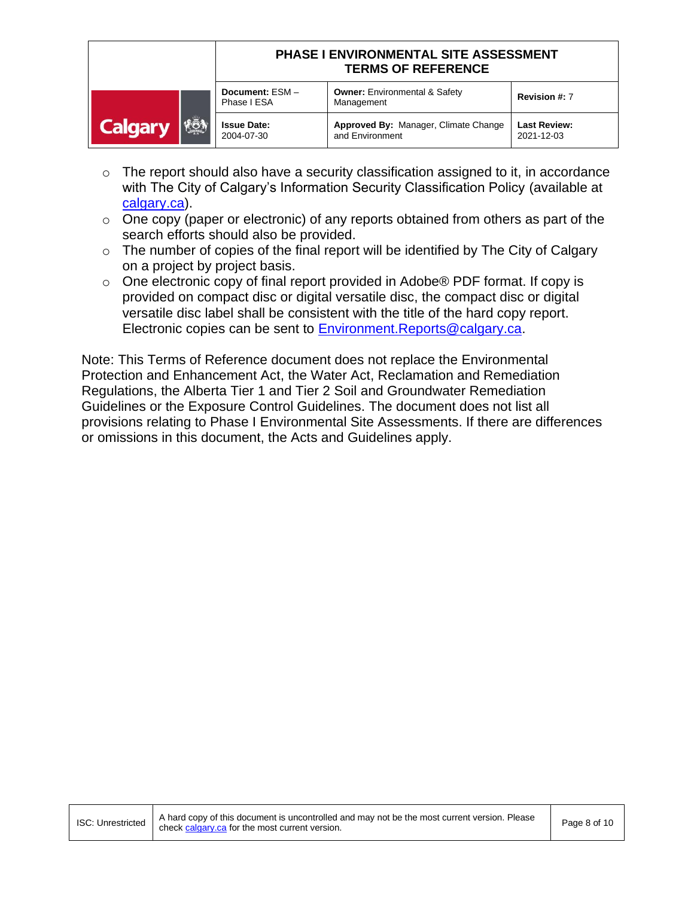- The report should also have a security classification assigned to it, in accordance with The City of Calgary's Information Security Classification Policy (available at [calgary.ca](calgary.ca)).
- One copy (paper or electronic) of any reports obtained from others as part of the search efforts should also be provided.
- The number of copies of the final report will be identified by The City of Calgary on a project by project basis.
- One electronic copy of final report provided in Adobe® PDF format. If copy is provided on compact disc or digital versatile disc, the compact disc or digital versatile disc label shall be consistent with the title of the hard copy report. Electronic copies can be sent to [Environment.Reports@calgary.ca](mailto:Environment.Reports@calgary.ca).

Note: This Terms of Reference document does not replace the Environmental Protection and Enhancement Act, the Water Act, Reclamation and Remediation Regulations, the Alberta Tier 1 and Tier 2 Soil and Groundwater Remediation Guidelines or the Exposure Control Guidelines. The document does not list all provisions relating to Phase I Environmental Site Assessments. If there are differences or omissions in this document, the Acts and Guidelines apply.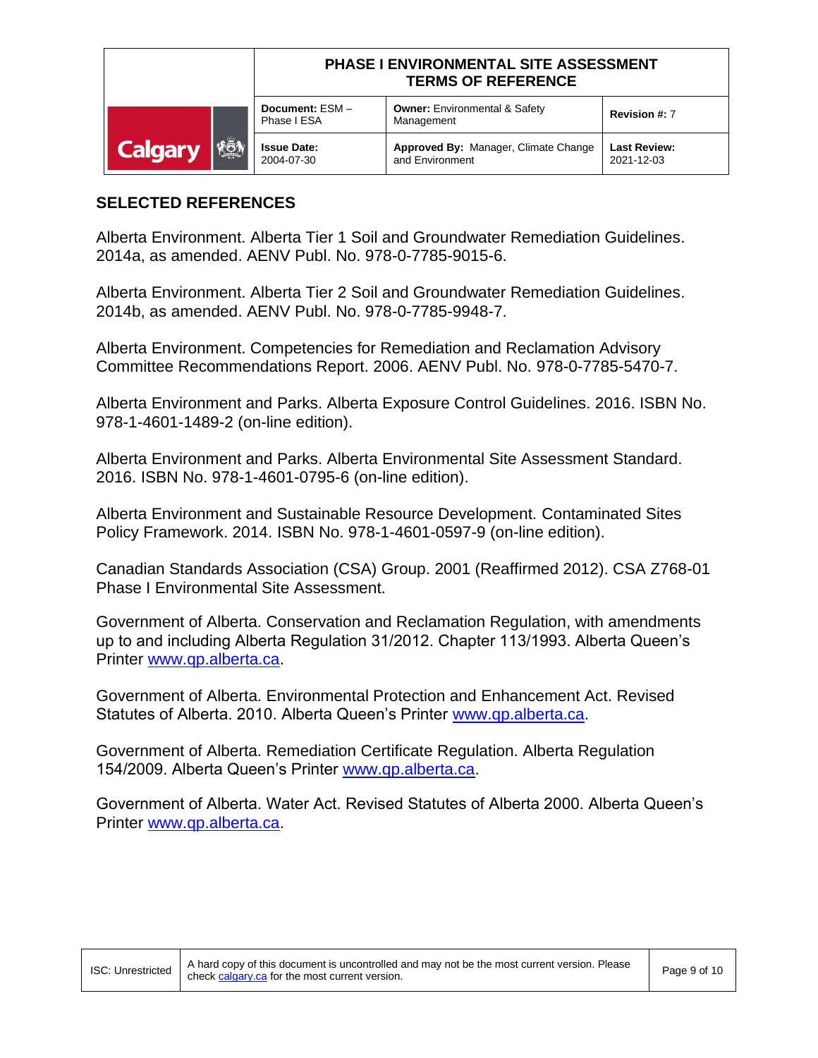## SELECTED REFERENCES

Alberta Environment. Alberta Tier 1 Soil and Groundwater Remediation Guidelines. 2014a, as amended. AENV Publ. No. 978-0-7785-9015-6.

Alberta Environment. Alberta Tier 2 Soil and Groundwater Remediation Guidelines. 2014b, as amended. AENV Publ. No. 978-0-7785-9948-7.

Alberta Environment. Competencies for Remediation and Reclamation Advisory Committee Recommendations Report. 2006. AENV Publ. No. 978-0-7785-5470-7.

Alberta Environment and Parks. Alberta Exposure Control Guidelines. 2016. ISBN No. 978-1-4601-1489-2 (on-line edition).

Alberta Environment and Parks. Alberta Environmental Site Assessment Standard. 2016. ISBN No. 978-1-4601-0795-6 (on-line edition).

Alberta Environment and Sustainable Resource Development. Contaminated Sites Policy Framework. 2014. ISBN No. 978-1-4601-0597-9 (on-line edition).

Canadian Standards Association (CSA) Group. 2001 (Reaffirmed 2012). CSA Z768-01 Phase I Environmental Site Assessment.

Government of Alberta. Conservation and Reclamation Regulation, with amendments up to and including Alberta Regulation 31/2012. Chapter 113/1993. Alberta Queen's Printer www.qp.alberta.ca.

Government of Alberta. Environmental Protection and Enhancement Act. Revised Statutes of Alberta. 2010. Alberta Queen's Printer www.qp.alberta.ca.

Government of Alberta. Remediation Certificate Regulation. Alberta Regulation 154/2009. Alberta Queen's Printer www.qp.alberta.ca.

Government of Alberta. Water Act. Revised Statutes of Alberta 2000. Alberta Queen's Printer www.qp.alberta.ca.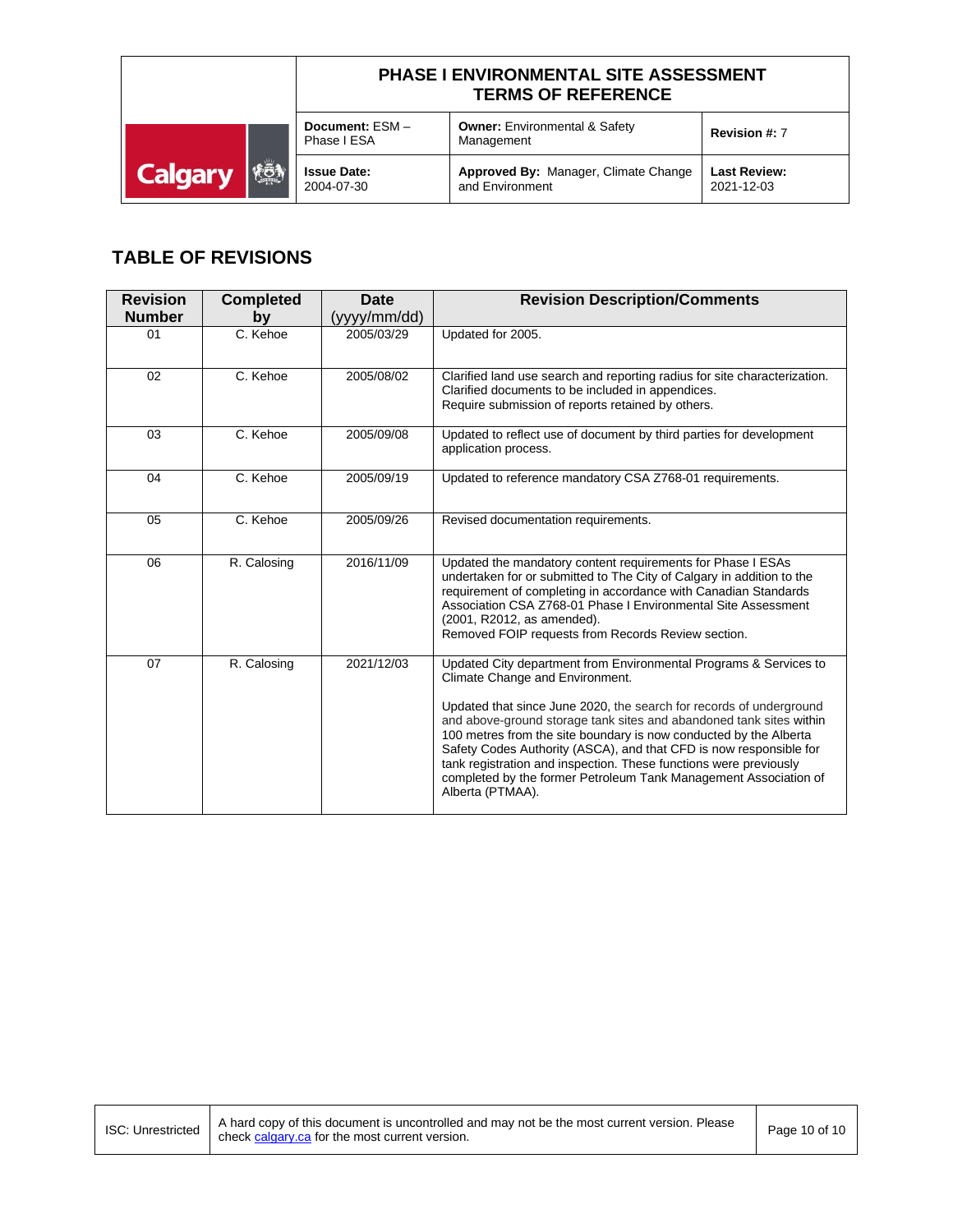## TABLE OF REVISIONS

| Revision Number | Completed by | Date (yyyy/mm/dd) | Revision Description/Comments |
|---|---|---|---|
| 01 | C. Kehoe | 2005/03/29 | Updated for 2005. |
| 02 | C. Kehoe | 2005/08/02 | Clarified land use search and reporting radius for site characterization. Clarified documents to be included in appendices. Require submission of reports retained by others. |
| 03 | C. Kehoe | 2005/09/08 | Updated to reflect use of document by third parties for development application process. |
| 04 | C. Kehoe | 2005/09/19 | Updated to reference mandatory CSA Z768-01 requirements. |
| 05 | C. Kehoe | 2005/09/26 | Revised documentation requirements. |
| 06 | R. Calosing | 2016/11/09 | Updated the mandatory content requirements for Phase I ESAs undertaken for or submitted to The City of Calgary in addition to the requirement of completing in accordance with Canadian Standards Association CSA Z768-01 Phase I Environmental Site Assessment (2001, R2012, as amended). Removed FOIP requests from Records Review section. |
| 07 | R. Calosing | 2021/12/03 | Updated City department from Environmental Programs & Services to Climate Change and Environment. Updated that since June 2020, the search for records of underground and above-ground storage tank sites and abandoned tank sites within 100 metres from the site boundary is now conducted by the Alberta Safety Codes Authority (ASCA), and that CFD is now responsible for tank registration and inspection. These functions were previously completed by the former Petroleum Tank Management Association of Alberta (PTMAA). |